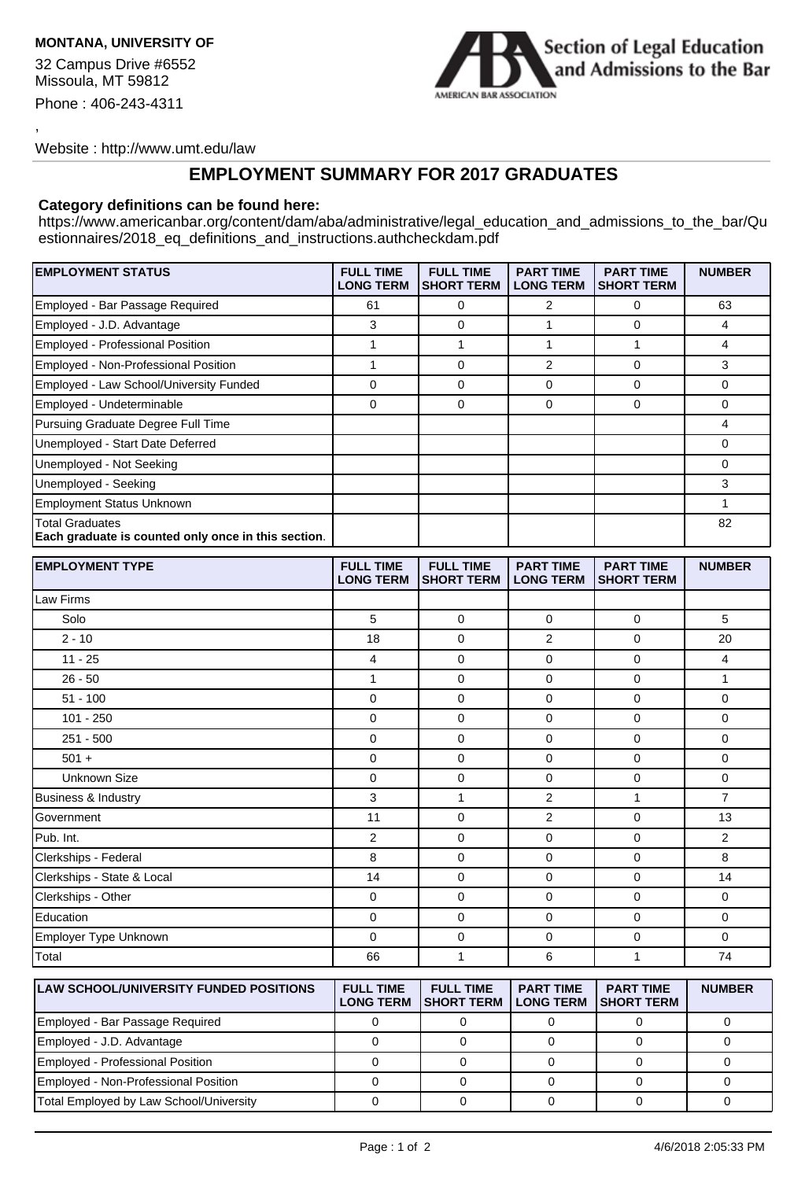**MONTANA, UNIVERSITY OF**

32 Campus Drive #6552
Missoula, MT 59812

Phone : 406-243-4311

,

Website : http://www.umt.edu/law

Section of Legal Education and Admissions to the Bar

AMERICAN BAR ASSOCIATION

## EMPLOYMENT SUMMARY FOR 2017 GRADUATES

**Category definitions can be found here:**

https://www.americanbar.org/content/dam/aba/administrative/legal_education_and_admissions_to_the_bar/Questionnaires/2018_eq_definitions_and_instructions.authcheckdam.pdf

| EMPLOYMENT STATUS | FULL TIME LONG TERM | FULL TIME SHORT TERM | PART TIME LONG TERM | PART TIME SHORT TERM | NUMBER |
|---|---|---|---|---|---|
| Employed - Bar Passage Required | 61 | 0 | 2 | 0 | 63 |
| Employed - J.D. Advantage | 3 | 0 | 1 | 0 | 4 |
| Employed - Professional Position | 1 | 1 | 1 | 1 | 4 |
| Employed - Non-Professional Position | 1 | 0 | 2 | 0 | 3 |
| Employed - Law School/University Funded | 0 | 0 | 0 | 0 | 0 |
| Employed - Undeterminable | 0 | 0 | 0 | 0 | 0 |
| Pursuing Graduate Degree Full Time | | | | | 4 |
| Unemployed - Start Date Deferred | | | | | 0 |
| Unemployed - Not Seeking | | | | | 0 |
| Unemployed - Seeking | | | | | 3 |
| Employment Status Unknown | | | | | 1 |
| Total Graduates<br>**Each graduate is counted only once in this section**. | | | | | 82 |

| EMPLOYMENT TYPE | FULL TIME LONG TERM | FULL TIME SHORT TERM | PART TIME LONG TERM | PART TIME SHORT TERM | NUMBER |
|---|---|---|---|---|---|
| Law Firms | | | | | |
| Solo | 5 | 0 | 0 | 0 | 5 |
| 2 - 10 | 18 | 0 | 2 | 0 | 20 |
| 11 - 25 | 4 | 0 | 0 | 0 | 4 |
| 26 - 50 | 1 | 0 | 0 | 0 | 1 |
| 51 - 100 | 0 | 0 | 0 | 0 | 0 |
| 101 - 250 | 0 | 0 | 0 | 0 | 0 |
| 251 - 500 | 0 | 0 | 0 | 0 | 0 |
| 501 + | 0 | 0 | 0 | 0 | 0 |
| Unknown Size | 0 | 0 | 0 | 0 | 0 |
| Business & Industry | 3 | 1 | 2 | 1 | 7 |
| Government | 11 | 0 | 2 | 0 | 13 |
| Pub. Int. | 2 | 0 | 0 | 0 | 2 |
| Clerkships - Federal | 8 | 0 | 0 | 0 | 8 |
| Clerkships - State & Local | 14 | 0 | 0 | 0 | 14 |
| Clerkships - Other | 0 | 0 | 0 | 0 | 0 |
| Education | 0 | 0 | 0 | 0 | 0 |
| Employer Type Unknown | 0 | 0 | 0 | 0 | 0 |
| Total | 66 | 1 | 6 | 1 | 74 |

| LAW SCHOOL/UNIVERSITY FUNDED POSITIONS | FULL TIME LONG TERM | FULL TIME SHORT TERM | PART TIME LONG TERM | PART TIME SHORT TERM | NUMBER |
|---|---|---|---|---|---|
| Employed - Bar Passage Required | 0 | 0 | 0 | 0 | 0 |
| Employed - J.D. Advantage | 0 | 0 | 0 | 0 | 0 |
| Employed - Professional Position | 0 | 0 | 0 | 0 | 0 |
| Employed - Non-Professional Position | 0 | 0 | 0 | 0 | 0 |
| Total Employed by Law School/University | 0 | 0 | 0 | 0 | 0 |

4/6/2018 2:05:33 PM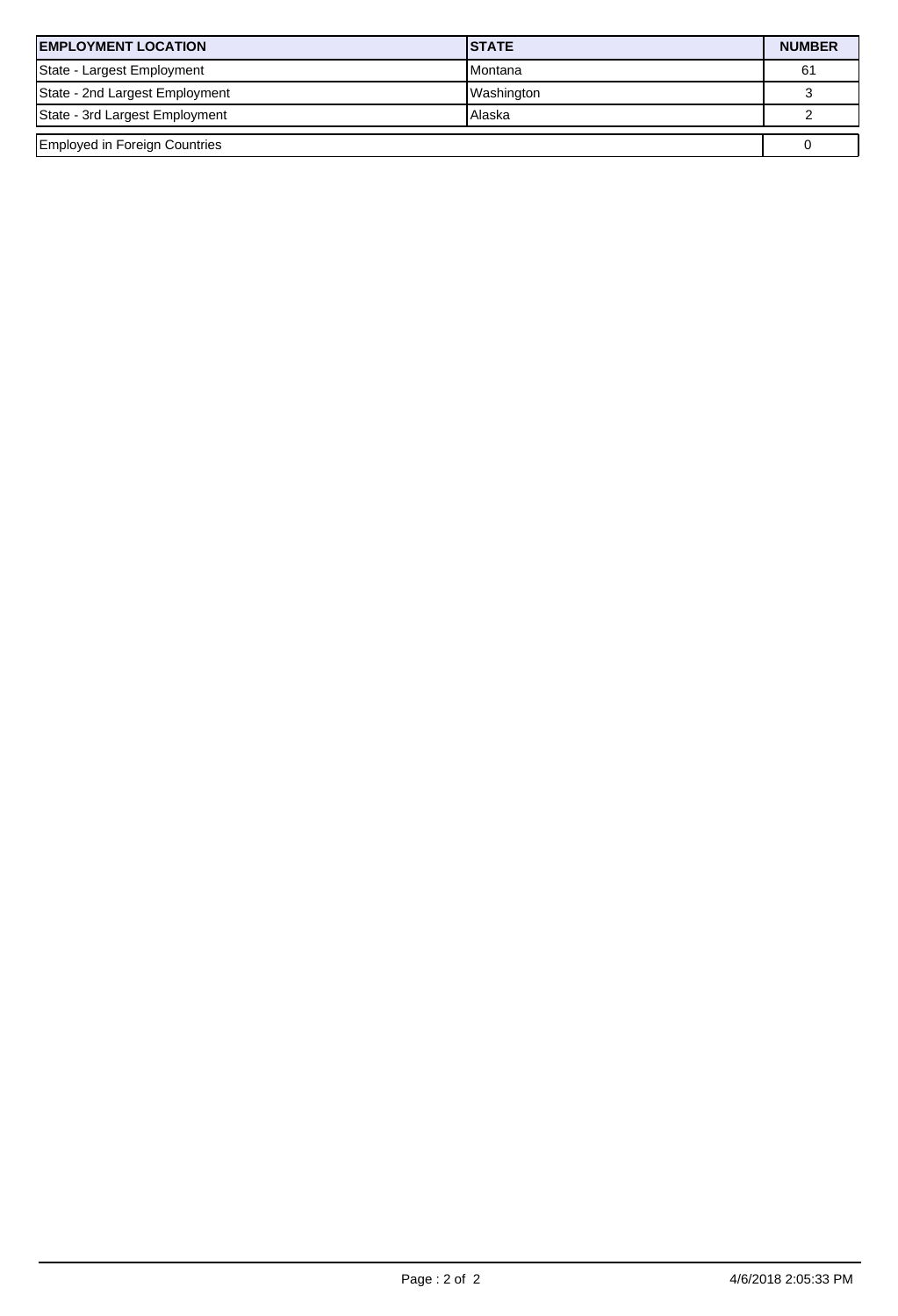| EMPLOYMENT LOCATION | STATE | NUMBER |
| --- | --- | --- |
| State - Largest Employment | Montana | 61 |
| State - 2nd Largest Employment | Washington | 3 |
| State - 3rd Largest Employment | Alaska | 2 |
| Employed in Foreign Countries | | 0 |